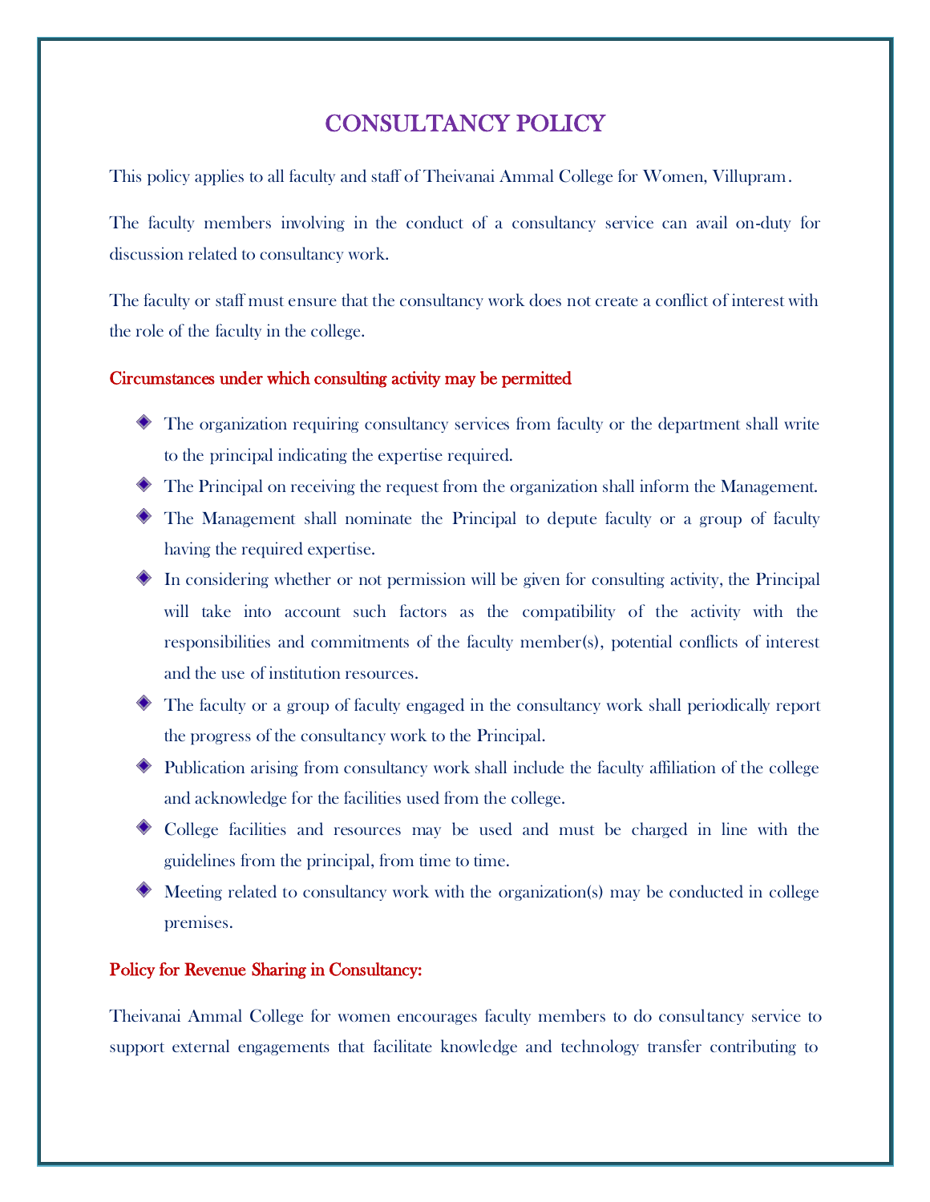# CONSULTANCY POLICY

This policy applies to all faculty and staff of Theivanai Ammal College for Women, Villupram.

The faculty members involving in the conduct of a consultancy service can avail on-duty for discussion related to consultancy work.

The faculty or staff must ensure that the consultancy work does not create a conflict of interest with the role of the faculty in the college.

## Circumstances under which consulting activity may be permitted

- The organization requiring consultancy services from faculty or the department shall write to the principal indicating the expertise required.
- The Principal on receiving the request from the organization shall inform the Management.
- The Management shall nominate the Principal to depute faculty or a group of faculty having the required expertise.
- In considering whether or not permission will be given for consulting activity, the Principal will take into account such factors as the compatibility of the activity with the responsibilities and commitments of the faculty member(s), potential conflicts of interest and the use of institution resources.
- The faculty or a group of faculty engaged in the consultancy work shall periodically report the progress of the consultancy work to the Principal.
- Publication arising from consultancy work shall include the faculty affiliation of the college and acknowledge for the facilities used from the college.
- College facilities and resources may be used and must be charged in line with the guidelines from the principal, from time to time.
- Meeting related to consultancy work with the organization(s) may be conducted in college premises.

## Policy for Revenue Sharing in Consultancy:

Theivanai Ammal College for women encourages faculty members to do consultancy service to support external engagements that facilitate knowledge and technology transfer contributing to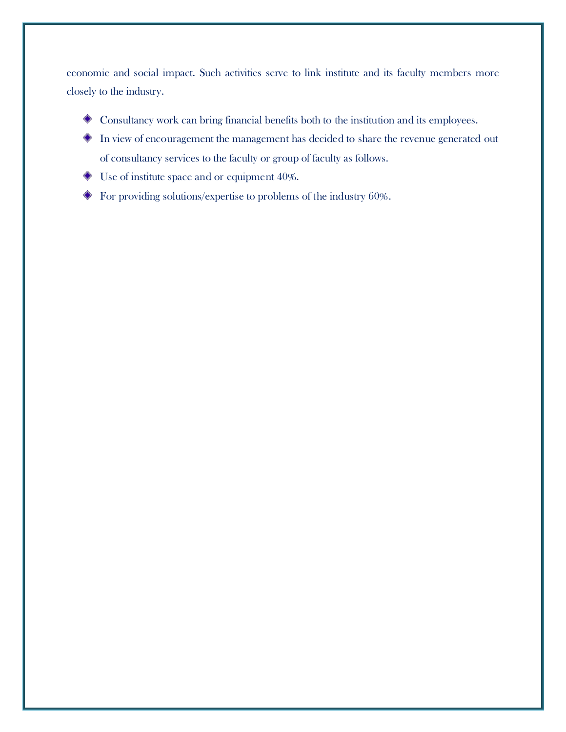economic and social impact. Such activities serve to link institute and its faculty members more closely to the industry.

- Consultancy work can bring financial benefits both to the institution and its employees.
- In view of encouragement the management has decided to share the revenue generated out of consultancy services to the faculty or group of faculty as follows.
- Use of institute space and or equipment 40%.
- For providing solutions/expertise to problems of the industry 60%.